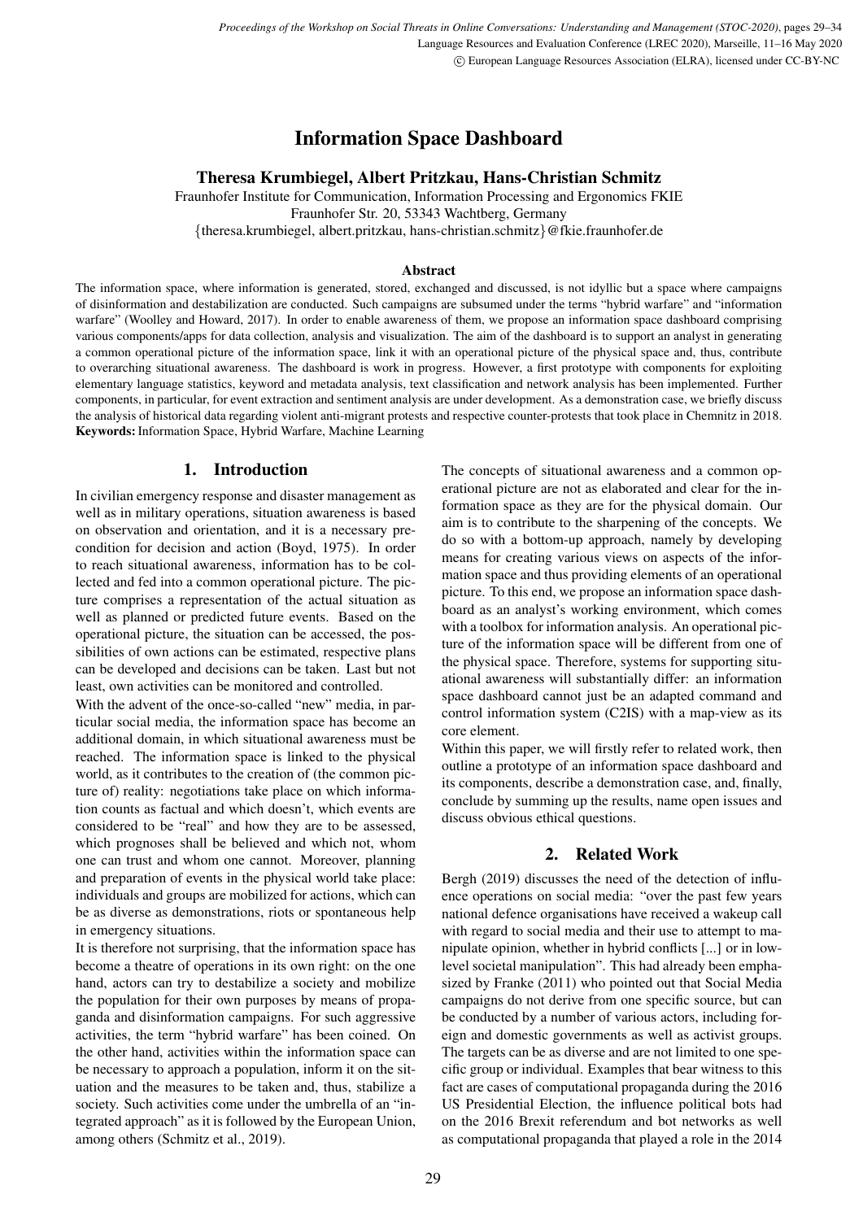# Information Space Dashboard

**Theresa Krumbiegel, Albert Pritzkau, Hans-Christian Schmitz**

Fraunhofer Institute for Communication, Information Processing and Ergonomics FKIE
Fraunhofer Str. 20, 53343 Wachtberg, Germany
{theresa.krumbiegel, albert.pritzkau, hans-christian.schmitz}@fkie.fraunhofer.de

### Abstract

The information space, where information is generated, stored, exchanged and discussed, is not idyllic but a space where campaigns of disinformation and destabilization are conducted. Such campaigns are subsumed under the terms "hybrid warfare" and "information warfare" (Woolley and Howard, 2017). In order to enable awareness of them, we propose an information space dashboard comprising various components/apps for data collection, analysis and visualization. The aim of the dashboard is to support an analyst in generating a common operational picture of the information space, link it with an operational picture of the physical space and, thus, contribute to overarching situational awareness. The dashboard is work in progress. However, a first prototype with components for exploiting elementary language statistics, keyword and metadata analysis, text classification and network analysis has been implemented. Further components, in particular, for event extraction and sentiment analysis are under development. As a demonstration case, we briefly discuss the analysis of historical data regarding violent anti-migrant protests and respective counter-protests that took place in Chemnitz in 2018.

**Keywords:** Information Space, Hybrid Warfare, Machine Learning

## 1. Introduction

In civilian emergency response and disaster management as well as in military operations, situation awareness is based on observation and orientation, and it is a necessary precondition for decision and action (Boyd, 1975). In order to reach situational awareness, information has to be collected and fed into a common operational picture. The picture comprises a representation of the actual situation as well as planned or predicted future events. Based on the operational picture, the situation can be accessed, the possibilities of own actions can be estimated, respective plans can be developed and decisions can be taken. Last but not least, own activities can be monitored and controlled.

With the advent of the once-so-called "new" media, in particular social media, the information space has become an additional domain, in which situational awareness must be reached. The information space is linked to the physical world, as it contributes to the creation of (the common picture of) reality: negotiations take place on which information counts as factual and which doesn't, which events are considered to be "real" and how they are to be assessed, which prognoses shall be believed and which not, whom one can trust and whom one cannot. Moreover, planning and preparation of events in the physical world take place: individuals and groups are mobilized for actions, which can be as diverse as demonstrations, riots or spontaneous help in emergency situations.

It is therefore not surprising, that the information space has become a theatre of operations in its own right: on the one hand, actors can try to destabilize a society and mobilize the population for their own purposes by means of propaganda and disinformation campaigns. For such aggressive activities, the term "hybrid warfare" has been coined. On the other hand, activities within the information space can be necessary to approach a population, inform it on the situation and the measures to be taken and, thus, stabilize a society. Such activities come under the umbrella of an "integrated approach" as it is followed by the European Union, among others (Schmitz et al., 2019).

The concepts of situational awareness and a common operational picture are not as elaborated and clear for the information space as they are for the physical domain. Our aim is to contribute to the sharpening of the concepts. We do so with a bottom-up approach, namely by developing means for creating various views on aspects of the information space and thus providing elements of an operational picture. To this end, we propose an information space dashboard as an analyst's working environment, which comes with a toolbox for information analysis. An operational picture of the information space will be different from one of the physical space. Therefore, systems for supporting situational awareness will substantially differ: an information space dashboard cannot just be an adapted command and control information system (C2IS) with a map-view as its core element.

Within this paper, we will firstly refer to related work, then outline a prototype of an information space dashboard and its components, describe a demonstration case, and, finally, conclude by summing up the results, name open issues and discuss obvious ethical questions.

## 2. Related Work

Bergh (2019) discusses the need of the detection of influence operations on social media: "over the past few years national defence organisations have received a wakeup call with regard to social media and their use to attempt to manipulate opinion, whether in hybrid conflicts [...] or in low-level societal manipulation". This had already been emphasized by Franke (2011) who pointed out that Social Media campaigns do not derive from one specific source, but can be conducted by a number of various actors, including foreign and domestic governments as well as activist groups. The targets can be as diverse and are not limited to one specific group or individual. Examples that bear witness to this fact are cases of computational propaganda during the 2016 US Presidential Election, the influence political bots had on the 2016 Brexit referendum and bot networks as well as computational propaganda that played a role in the 2014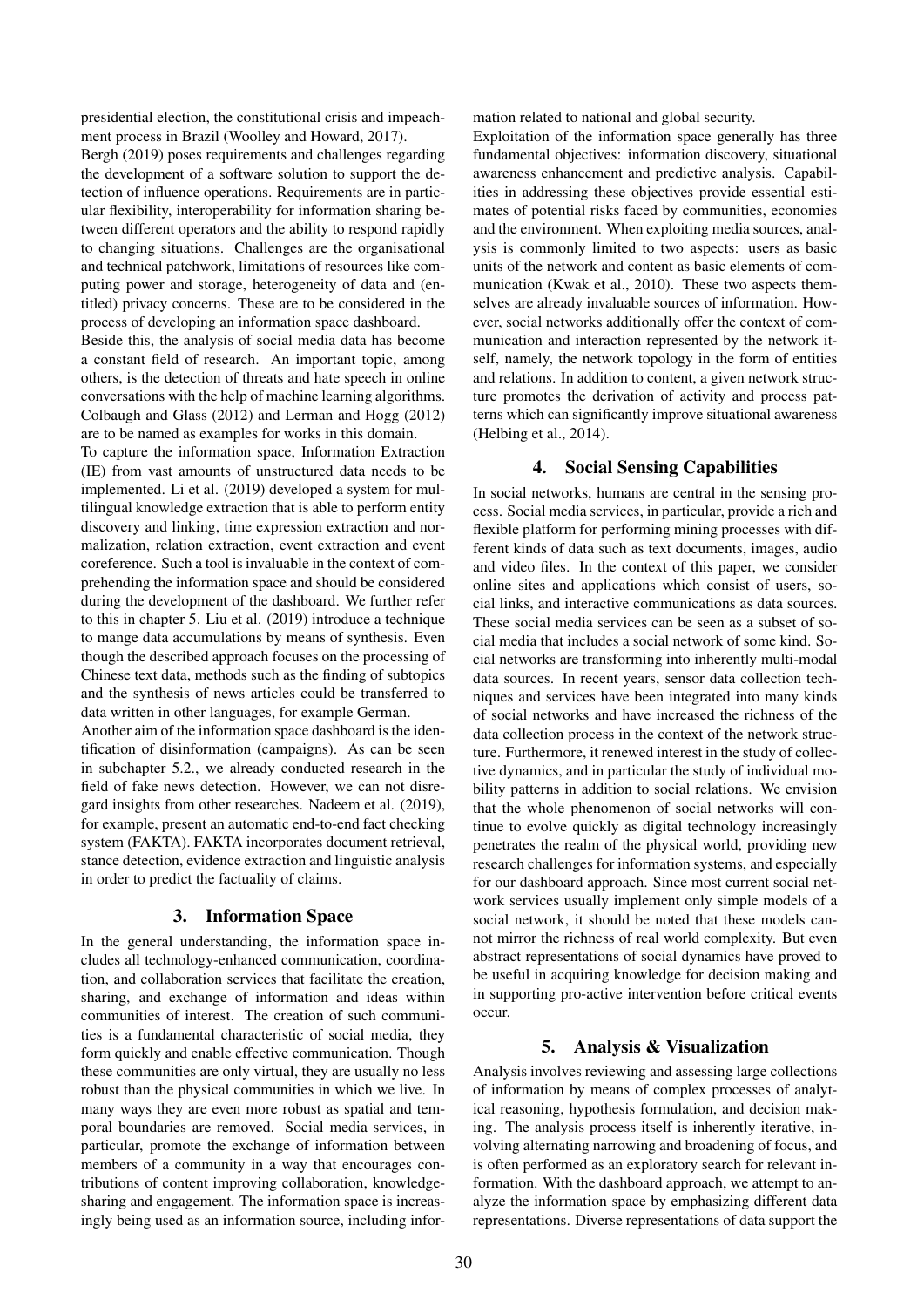presidential election, the constitutional crisis and impeachment process in Brazil (Woolley and Howard, 2017).

Bergh (2019) poses requirements and challenges regarding the development of a software solution to support the detection of influence operations. Requirements are in particular flexibility, interoperability for information sharing between different operators and the ability to respond rapidly to changing situations. Challenges are the organisational and technical patchwork, limitations of resources like computing power and storage, heterogeneity of data and (entitled) privacy concerns. These are to be considered in the process of developing an information space dashboard.

Beside this, the analysis of social media data has become a constant field of research. An important topic, among others, is the detection of threats and hate speech in online conversations with the help of machine learning algorithms. Colbaugh and Glass (2012) and Lerman and Hogg (2012) are to be named as examples for works in this domain.

To capture the information space, Information Extraction (IE) from vast amounts of unstructured data needs to be implemented. Li et al. (2019) developed a system for multilingual knowledge extraction that is able to perform entity discovery and linking, time expression extraction and normalization, relation extraction, event extraction and event coreference. Such a tool is invaluable in the context of comprehending the information space and should be considered during the development of the dashboard. We further refer to this in chapter 5. Liu et al. (2019) introduce a technique to mange data accumulations by means of synthesis. Even though the described approach focuses on the processing of Chinese text data, methods such as the finding of subtopics and the synthesis of news articles could be transferred to data written in other languages, for example German.

Another aim of the information space dashboard is the identification of disinformation (campaigns). As can be seen in subchapter 5.2., we already conducted research in the field of fake news detection. However, we can not disregard insights from other researches. Nadeem et al. (2019), for example, present an automatic end-to-end fact checking system (FAKTA). FAKTA incorporates document retrieval, stance detection, evidence extraction and linguistic analysis in order to predict the factuality of claims.

## 3. Information Space

In the general understanding, the information space includes all technology-enhanced communication, coordination, and collaboration services that facilitate the creation, sharing, and exchange of information and ideas within communities of interest. The creation of such communities is a fundamental characteristic of social media, they form quickly and enable effective communication. Though these communities are only virtual, they are usually no less robust than the physical communities in which we live. In many ways they are even more robust as spatial and temporal boundaries are removed. Social media services, in particular, promote the exchange of information between members of a community in a way that encourages contributions of content improving collaboration, knowledge-sharing and engagement. The information space is increasingly being used as an information source, including information related to national and global security.

Exploitation of the information space generally has three fundamental objectives: information discovery, situational awareness enhancement and predictive analysis. Capabilities in addressing these objectives provide essential estimates of potential risks faced by communities, economies and the environment. When exploiting media sources, analysis is commonly limited to two aspects: users as basic units of the network and content as basic elements of communication (Kwak et al., 2010). These two aspects themselves are already invaluable sources of information. However, social networks additionally offer the context of communication and interaction represented by the network itself, namely, the network topology in the form of entities and relations. In addition to content, a given network structure promotes the derivation of activity and process patterns which can significantly improve situational awareness (Helbing et al., 2014).

## 4. Social Sensing Capabilities

In social networks, humans are central in the sensing process. Social media services, in particular, provide a rich and flexible platform for performing mining processes with different kinds of data such as text documents, images, audio and video files. In the context of this paper, we consider online sites and applications which consist of users, social links, and interactive communications as data sources. These social media services can be seen as a subset of social media that includes a social network of some kind. Social networks are transforming into inherently multi-modal data sources. In recent years, sensor data collection techniques and services have been integrated into many kinds of social networks and have increased the richness of the data collection process in the context of the network structure. Furthermore, it renewed interest in the study of collective dynamics, and in particular the study of individual mobility patterns in addition to social relations. We envision that the whole phenomenon of social networks will continue to evolve quickly as digital technology increasingly penetrates the realm of the physical world, providing new research challenges for information systems, and especially for our dashboard approach. Since most current social network services usually implement only simple models of a social network, it should be noted that these models cannot mirror the richness of real world complexity. But even abstract representations of social dynamics have proved to be useful in acquiring knowledge for decision making and in supporting pro-active intervention before critical events occur.

## 5. Analysis & Visualization

Analysis involves reviewing and assessing large collections of information by means of complex processes of analytical reasoning, hypothesis formulation, and decision making. The analysis process itself is inherently iterative, involving alternating narrowing and broadening of focus, and is often performed as an exploratory search for relevant information. With the dashboard approach, we attempt to analyze the information space by emphasizing different data representations. Diverse representations of data support the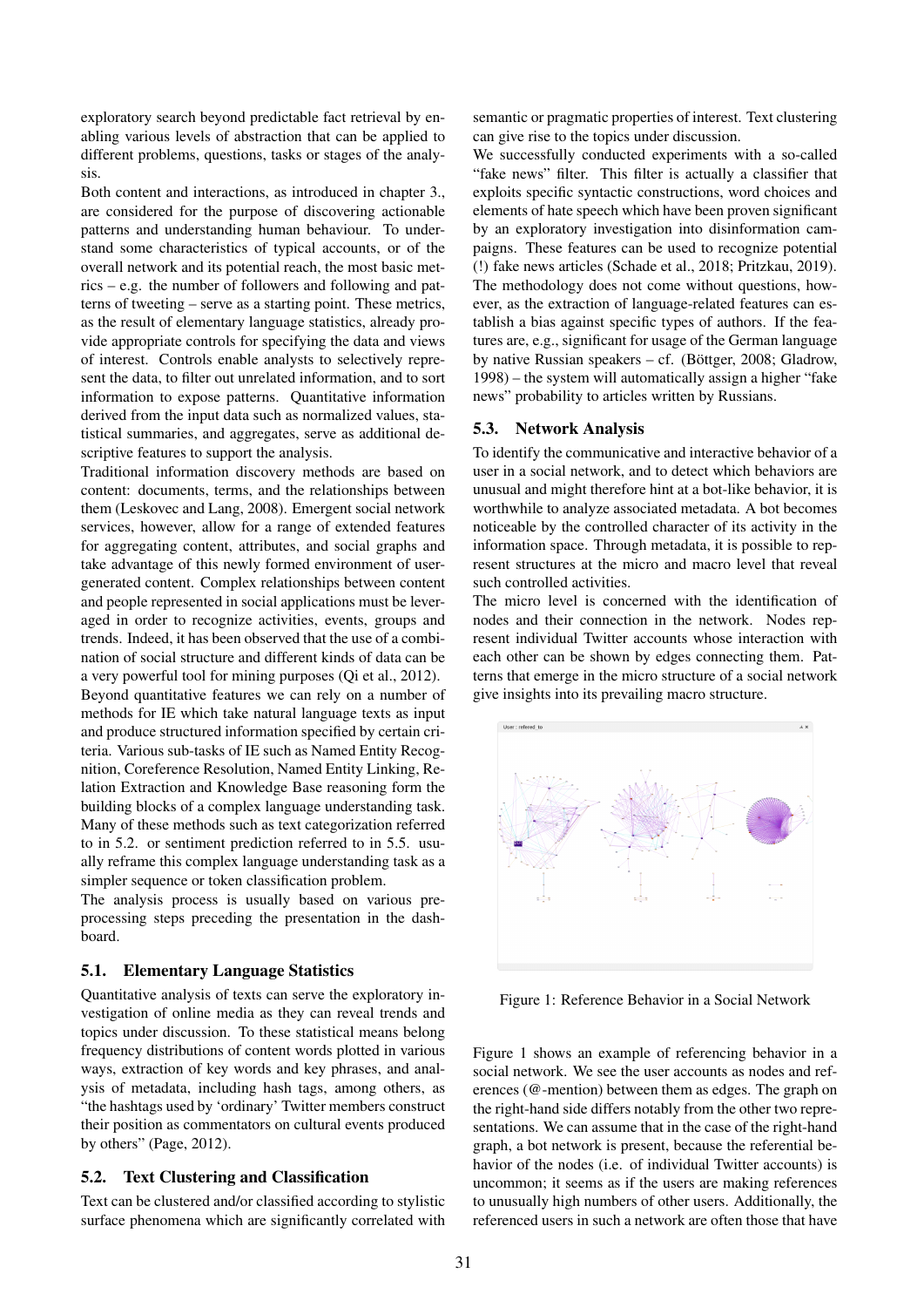exploratory search beyond predictable fact retrieval by enabling various levels of abstraction that can be applied to different problems, questions, tasks or stages of the analysis.

Both content and interactions, as introduced in chapter 3., are considered for the purpose of discovering actionable patterns and understanding human behaviour. To understand some characteristics of typical accounts, or of the overall network and its potential reach, the most basic metrics – e.g. the number of followers and following and patterns of tweeting – serve as a starting point. These metrics, as the result of elementary language statistics, already provide appropriate controls for specifying the data and views of interest. Controls enable analysts to selectively represent the data, to filter out unrelated information, and to sort information to expose patterns. Quantitative information derived from the input data such as normalized values, statistical summaries, and aggregates, serve as additional descriptive features to support the analysis.

Traditional information discovery methods are based on content: documents, terms, and the relationships between them (Leskovec and Lang, 2008). Emergent social network services, however, allow for a range of extended features for aggregating content, attributes, and social graphs and take advantage of this newly formed environment of user-generated content. Complex relationships between content and people represented in social applications must be leveraged in order to recognize activities, events, groups and trends. Indeed, it has been observed that the use of a combination of social structure and different kinds of data can be a very powerful tool for mining purposes (Qi et al., 2012).

Beyond quantitative features we can rely on a number of methods for IE which take natural language texts as input and produce structured information specified by certain criteria. Various sub-tasks of IE such as Named Entity Recognition, Coreference Resolution, Named Entity Linking, Relation Extraction and Knowledge Base reasoning form the building blocks of a complex language understanding task. Many of these methods such as text categorization referred to in 5.2. or sentiment prediction referred to in 5.5. usually reframe this complex language understanding task as a simpler sequence or token classification problem.

The analysis process is usually based on various preprocessing steps preceding the presentation in the dashboard.

### 5.1. Elementary Language Statistics

Quantitative analysis of texts can serve the exploratory investigation of online media as they can reveal trends and topics under discussion. To these statistical means belong frequency distributions of content words plotted in various ways, extraction of key words and key phrases, and analysis of metadata, including hash tags, among others, as "the hashtags used by 'ordinary' Twitter members construct their position as commentators on cultural events produced by others" (Page, 2012).

### 5.2. Text Clustering and Classification

Text can be clustered and/or classified according to stylistic surface phenomena which are significantly correlated with semantic or pragmatic properties of interest. Text clustering can give rise to the topics under discussion.

We successfully conducted experiments with a so-called "fake news" filter. This filter is actually a classifier that exploits specific syntactic constructions, word choices and elements of hate speech which have been proven significant by an exploratory investigation into disinformation campaigns. These features can be used to recognize potential (!) fake news articles (Schade et al., 2018; Pritzkau, 2019). The methodology does not come without questions, however, as the extraction of language-related features can establish a bias against specific types of authors. If the features are, e.g., significant for usage of the German language by native Russian speakers – cf. (Böttger, 2008; Gladrow, 1998) – the system will automatically assign a higher "fake news" probability to articles written by Russians.

### 5.3. Network Analysis

To identify the communicative and interactive behavior of a user in a social network, and to detect which behaviors are unusual and might therefore hint at a bot-like behavior, it is worthwhile to analyze associated metadata. A bot becomes noticeable by the controlled character of its activity in the information space. Through metadata, it is possible to represent structures at the micro and macro level that reveal such controlled activities.

The micro level is concerned with the identification of nodes and their connection in the network. Nodes represent individual Twitter accounts whose interaction with each other can be shown by edges connecting them. Patterns that emerge in the micro structure of a social network give insights into its prevailing macro structure.

Figure 1: Reference Behavior in a Social Network

Figure 1 shows an example of referencing behavior in a social network. We see the user accounts as nodes and references (@-mention) between them as edges. The graph on the right-hand side differs notably from the other two representations. We can assume that in the case of the right-hand graph, a bot network is present, because the referential behavior of the nodes (i.e. of individual Twitter accounts) is uncommon; it seems as if the users are making references to unusually high numbers of other users. Additionally, the referenced users in such a network are often those that have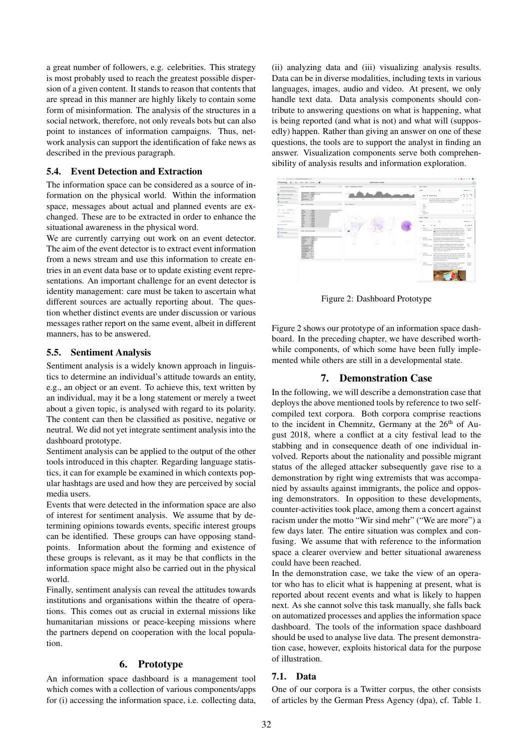a great number of followers, e.g. celebrities. This strategy is most probably used to reach the greatest possible dispersion of a given content. It stands to reason that contents that are spread in this manner are highly likely to contain some form of misinformation. The analysis of the structures in a social network, therefore, not only reveals bots but can also point to instances of information campaigns. Thus, network analysis can support the identification of fake news as described in the previous paragraph.

### 5.4. Event Detection and Extraction

The information space can be considered as a source of information on the physical world. Within the information space, messages about actual and planned events are exchanged. These are to be extracted in order to enhance the situational awareness in the physical world.

We are currently carrying out work on an event detector. The aim of the event detector is to extract event information from a news stream and use this information to create entries in an event data base or to update existing event representations. An important challenge for an event detector is identity management: care must be taken to ascertain what different sources are actually reporting about. The question whether distinct events are under discussion or various messages rather report on the same event, albeit in different manners, has to be answered.

### 5.5. Sentiment Analysis

Sentiment analysis is a widely known approach in linguistics to determine an individual's attitude towards an entity, e.g., an object or an event. To achieve this, text written by an individual, may it be a long statement or merely a tweet about a given topic, is analysed with regard to its polarity. The content can then be classified as positive, negative or neutral. We did not yet integrate sentiment analysis into the dashboard prototype.

Sentiment analysis can be applied to the output of the other tools introduced in this chapter. Regarding language statistics, it can for example be examined in which contexts popular hashtags are used and how they are perceived by social media users.

Events that were detected in the information space are also of interest for sentiment analysis. We assume that by determining opinions towards events, specific interest groups can be identified. These groups can have opposing standpoints. Information about the forming and existence of these groups is relevant, as it may be that conflicts in the information space might also be carried out in the physical world.

Finally, sentiment analysis can reveal the attitudes towards institutions and organisations within the theatre of operations. This comes out as crucial in external missions like humanitarian missions or peace-keeping missions where the partners depend on cooperation with the local population.

## 6. Prototype

An information space dashboard is a management tool which comes with a collection of various components/apps for (i) accessing the information space, i.e. collecting data, (ii) analyzing data and (iii) visualizing analysis results. Data can be in diverse modalities, including texts in various languages, images, audio and video. At present, we only handle text data. Data analysis components should contribute to answering questions on what is happening, what is being reported (and what is not) and what will (supposedly) happen. Rather than giving an answer on one of these questions, the tools are to support the analyst in finding an answer. Visualization components serve both comprehensibility of analysis results and information exploration.

Figure 2: Dashboard Prototype

Figure 2 shows our prototype of an information space dashboard. In the preceding chapter, we have described worthwhile components, of which some have been fully implemented while others are still in a developmental state.

## 7. Demonstration Case

In the following, we will describe a demonstration case that deploys the above mentioned tools by reference to two self-compiled text corpora. Both corpora comprise reactions to the incident in Chemnitz, Germany at the 26th of August 2018, where a conflict at a city festival lead to the stabbing and in consequence death of one individual involved. Reports about the nationality and possible migrant status of the alleged attacker subsequently gave rise to a demonstration by right wing extremists that was accompanied by assaults against immigrants, the police and opposing demonstrators. In opposition to these developments, counter-activities took place, among them a concert against racism under the motto "Wir sind mehr" ("We are more") a few days later. The entire situation was complex and confusing. We assume that with reference to the information space a clearer overview and better situational awareness could have been reached.

In the demonstration case, we take the view of an operator who has to elicit what is happening at present, what is reported about recent events and what is likely to happen next. As she cannot solve this task manually, she falls back on automatized processes and applies the information space dashboard. The tools of the information space dashboard should be used to analyse live data. The present demonstration case, however, exploits historical data for the purpose of illustration.

### 7.1. Data

One of our corpora is a Twitter corpus, the other consists of articles by the German Press Agency (dpa), cf. Table 1.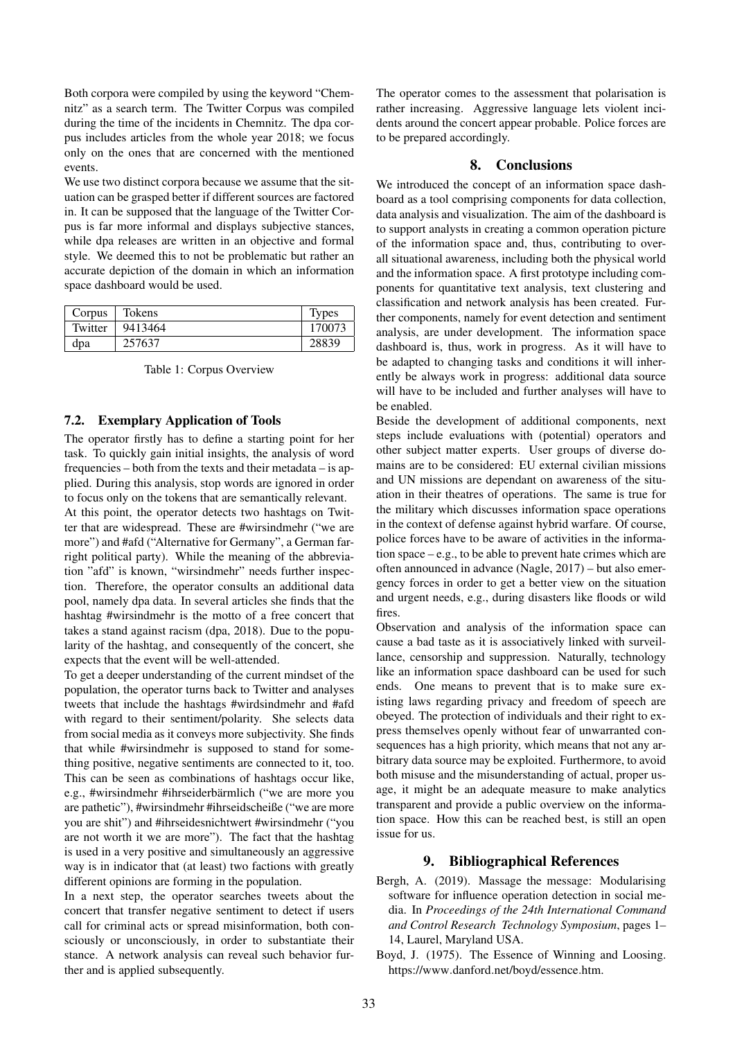Both corpora were compiled by using the keyword "Chemnitz" as a search term. The Twitter Corpus was compiled during the time of the incidents in Chemnitz. The dpa corpus includes articles from the whole year 2018; we focus only on the ones that are concerned with the mentioned events.

We use two distinct corpora because we assume that the situation can be grasped better if different sources are factored in. It can be supposed that the language of the Twitter Corpus is far more informal and displays subjective stances, while dpa releases are written in an objective and formal style. We deemed this to not be problematic but rather an accurate depiction of the domain in which an information space dashboard would be used.

| Corpus | Tokens | Types |
| --- | --- | --- |
| Twitter | 9413464 | 170073 |
| dpa | 257637 | 28839 |

Table 1: Corpus Overview

### 7.2. Exemplary Application of Tools

The operator firstly has to define a starting point for her task. To quickly gain initial insights, the analysis of word frequencies – both from the texts and their metadata – is applied. During this analysis, stop words are ignored in order to focus only on the tokens that are semantically relevant.

At this point, the operator detects two hashtags on Twitter that are widespread. These are #wirsindmehr ("we are more") and #afd ("Alternative for Germany", a German far-right political party). While the meaning of the abbreviation "afd" is known, "wirsindmehr" needs further inspection. Therefore, the operator consults an additional data pool, namely dpa data. In several articles she finds that the hashtag #wirsindmehr is the motto of a free concert that takes a stand against racism (dpa, 2018). Due to the popularity of the hashtag, and consequently of the concert, she expects that the event will be well-attended.

To get a deeper understanding of the current mindset of the population, the operator turns back to Twitter and analyses tweets that include the hashtags #wirdsindmehr and #afd with regard to their sentiment/polarity. She selects data from social media as it conveys more subjectivity. She finds that while #wirsindmehr is supposed to stand for something positive, negative sentiments are connected to it, too. This can be seen as combinations of hashtags occur like, e.g., #wirsindmehr #ihrseiderbärmlich ("we are more you are pathetic"), #wirsindmehr #ihrseidscheiße ("we are more you are shit") and #ihrseidesnichtwert #wirsindmehr ("you are not worth it we are more"). The fact that the hashtag is used in a very positive and simultaneously an aggressive way is in indicator that (at least) two factions with greatly different opinions are forming in the population.

In a next step, the operator searches tweets about the concert that transfer negative sentiment to detect if users call for criminal acts or spread misinformation, both consciously or unconsciously, in order to substantiate their stance. A network analysis can reveal such behavior further and is applied subsequently.

The operator comes to the assessment that polarisation is rather increasing. Aggressive language lets violent incidents around the concert appear probable. Police forces are to be prepared accordingly.

## 8. Conclusions

We introduced the concept of an information space dashboard as a tool comprising components for data collection, data analysis and visualization. The aim of the dashboard is to support analysts in creating a common operation picture of the information space and, thus, contributing to overall situational awareness, including both the physical world and the information space. A first prototype including components for quantitative text analysis, text clustering and classification and network analysis has been created. Further components, namely for event detection and sentiment analysis, are under development. The information space dashboard is, thus, work in progress. As it will have to be adapted to changing tasks and conditions it will inherently be always work in progress: additional data source will have to be included and further analyses will have to be enabled.

Beside the development of additional components, next steps include evaluations with (potential) operators and other subject matter experts. User groups of diverse domains are to be considered: EU external civilian missions and UN missions are dependant on awareness of the situation in their theatres of operations. The same is true for the military which discusses information space operations in the context of defense against hybrid warfare. Of course, police forces have to be aware of activities in the information space – e.g., to be able to prevent hate crimes which are often announced in advance (Nagle, 2017) – but also emergency forces in order to get a better view on the situation and urgent needs, e.g., during disasters like floods or wild fires.

Observation and analysis of the information space can cause a bad taste as it is associatively linked with surveillance, censorship and suppression. Naturally, technology like an information space dashboard can be used for such ends. One means to prevent that is to make sure existing laws regarding privacy and freedom of speech are obeyed. The protection of individuals and their right to express themselves openly without fear of unwarranted consequences has a high priority, which means that not any arbitrary data source may be exploited. Furthermore, to avoid both misuse and the misunderstanding of actual, proper usage, it might be an adequate measure to make analytics transparent and provide a public overview on the information space. How this can be reached best, is still an open issue for us.

## 9. Bibliographical References

Bergh, A. (2019). Massage the message: Modularising software for influence operation detection in social media. In *Proceedings of the 24th International Command and Control Research Technology Symposium*, pages 1–14, Laurel, Maryland USA.

Boyd, J. (1975). The Essence of Winning and Loosing. https://www.danford.net/boyd/essence.htm.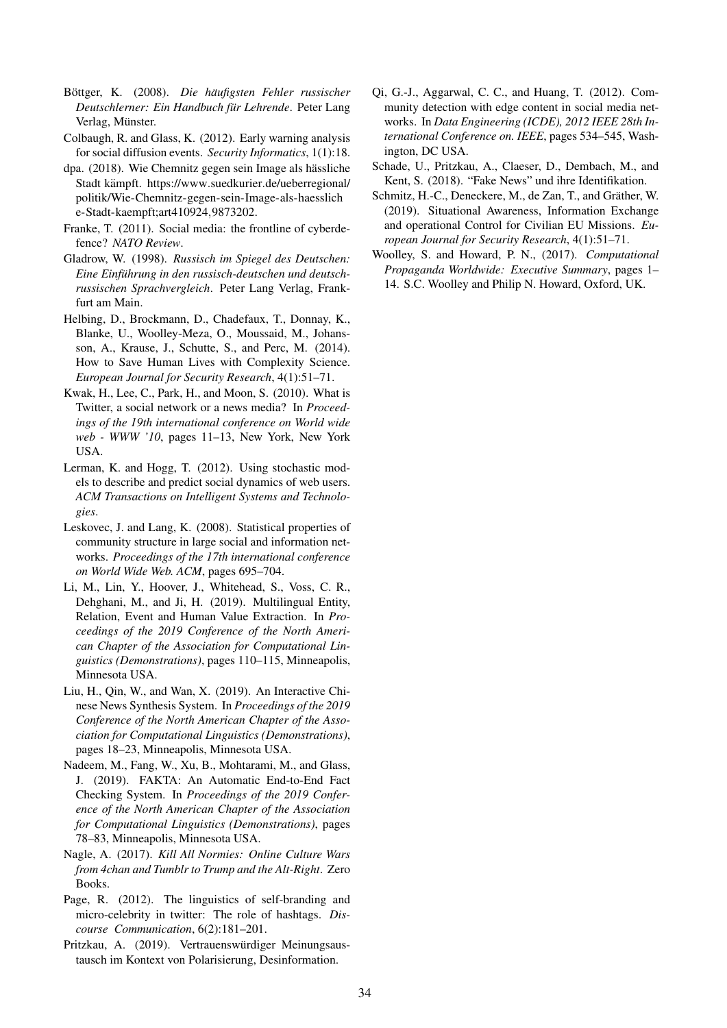Böttger, K. (2008). *Die häufigsten Fehler russischer Deutschlerner: Ein Handbuch für Lehrende*. Peter Lang Verlag, Münster.

Colbaugh, R. and Glass, K. (2012). Early warning analysis for social diffusion events. *Security Informatics*, 1(1):18.

dpa. (2018). Wie Chemnitz gegen sein Image als hässliche Stadt kämpft. https://www.suedkurier.de/ueberregional/politik/Wie-Chemnitz-gegen-sein-Image-als-haesslich e-Stadt-kaempft;art410924,9873202.

Franke, T. (2011). Social media: the frontline of cyberdefence? *NATO Review*.

Gladrow, W. (1998). *Russisch im Spiegel des Deutschen: Eine Einführung in den russisch-deutschen und deutsch-russischen Sprachvergleich*. Peter Lang Verlag, Frankfurt am Main.

Helbing, D., Brockmann, D., Chadefaux, T., Donnay, K., Blanke, U., Woolley-Meza, O., Moussaid, M., Johansson, A., Krause, J., Schutte, S., and Perc, M. (2014). How to Save Human Lives with Complexity Science. *European Journal for Security Research*, 4(1):51–71.

Kwak, H., Lee, C., Park, H., and Moon, S. (2010). What is Twitter, a social network or a news media? In *Proceedings of the 19th international conference on World wide web - WWW '10*, pages 11–13, New York, New York USA.

Lerman, K. and Hogg, T. (2012). Using stochastic models to describe and predict social dynamics of web users. *ACM Transactions on Intelligent Systems and Technologies*.

Leskovec, J. and Lang, K. (2008). Statistical properties of community structure in large social and information networks. *Proceedings of the 17th international conference on World Wide Web. ACM*, pages 695–704.

Li, M., Lin, Y., Hoover, J., Whitehead, S., Voss, C. R., Dehghani, M., and Ji, H. (2019). Multilingual Entity, Relation, Event and Human Value Extraction. In *Proceedings of the 2019 Conference of the North American Chapter of the Association for Computational Linguistics (Demonstrations)*, pages 110–115, Minneapolis, Minnesota USA.

Liu, H., Qin, W., and Wan, X. (2019). An Interactive Chinese News Synthesis System. In *Proceedings of the 2019 Conference of the North American Chapter of the Association for Computational Linguistics (Demonstrations)*, pages 18–23, Minneapolis, Minnesota USA.

Nadeem, M., Fang, W., Xu, B., Mohtarami, M., and Glass, J. (2019). FAKTA: An Automatic End-to-End Fact Checking System. In *Proceedings of the 2019 Conference of the North American Chapter of the Association for Computational Linguistics (Demonstrations)*, pages 78–83, Minneapolis, Minnesota USA.

Nagle, A. (2017). *Kill All Normies: Online Culture Wars from 4chan and Tumblr to Trump and the Alt-Right*. Zero Books.

Page, R. (2012). The linguistics of self-branding and micro-celebrity in twitter: The role of hashtags. *Discourse Communication*, 6(2):181–201.

Pritzkau, A. (2019). Vertrauenswürdiger Meinungsaustausch im Kontext von Polarisierung, Desinformation.

Qi, G.-J., Aggarwal, C. C., and Huang, T. (2012). Community detection with edge content in social media networks. In *Data Engineering (ICDE), 2012 IEEE 28th International Conference on. IEEE*, pages 534–545, Washington, DC USA.

Schade, U., Pritzkau, A., Claeser, D., Dembach, M., and Kent, S. (2018). "Fake News" und ihre Identifikation.

Schmitz, H.-C., Deneckere, M., de Zan, T., and Gräther, W. (2019). Situational Awareness, Information Exchange and operational Control for Civilian EU Missions. *European Journal for Security Research*, 4(1):51–71.

Woolley, S. and Howard, P. N., (2017). *Computational Propaganda Worldwide: Executive Summary*, pages 1–14. S.C. Woolley and Philip N. Howard, Oxford, UK.